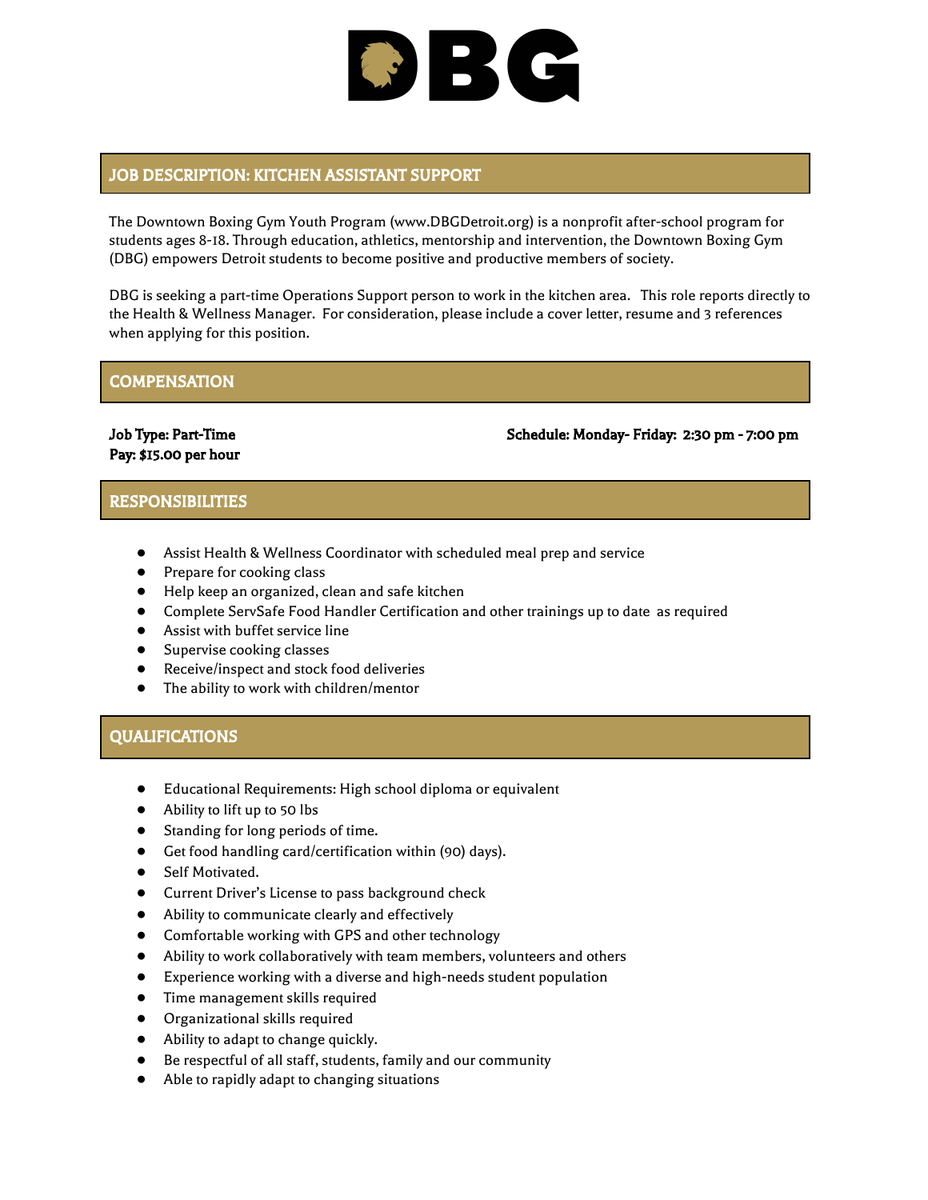# DBG

## JOB DESCRIPTION: KITCHEN ASSISTANT SUPPORT

The Downtown Boxing Gym Youth Program (www.DBGDetroit.org) is a nonprofit after-school program for students ages 8-18. Through education, athletics, mentorship and intervention, the Downtown Boxing Gym (DBG) empowers Detroit students to become positive and productive members of society.

DBG is seeking a part-time Operations Support person to work in the kitchen area. This role reports directly to the Health & Wellness Manager. For consideration, please include a cover letter, resume and 3 references when applying for this position.

## COMPENSATION

**Job Type: Part-Time**
**Pay: $15.00 per hour**

**Schedule: Monday- Friday: 2:30 pm - 7:00 pm**

## RESPONSIBILITIES

- Assist Health & Wellness Coordinator with scheduled meal prep and service
- Prepare for cooking class
- Help keep an organized, clean and safe kitchen
- Complete ServSafe Food Handler Certification and other trainings up to date as required
- Assist with buffet service line
- Supervise cooking classes
- Receive/inspect and stock food deliveries
- The ability to work with children/mentor

## QUALIFICATIONS

- Educational Requirements: High school diploma or equivalent
- Ability to lift up to 50 lbs
- Standing for long periods of time.
- Get food handling card/certification within (90) days).
- Self Motivated.
- Current Driver's License to pass background check
- Ability to communicate clearly and effectively
- Comfortable working with GPS and other technology
- Ability to work collaboratively with team members, volunteers and others
- Experience working with a diverse and high-needs student population
- Time management skills required
- Organizational skills required
- Ability to adapt to change quickly.
- Be respectful of all staff, students, family and our community
- Able to rapidly adapt to changing situations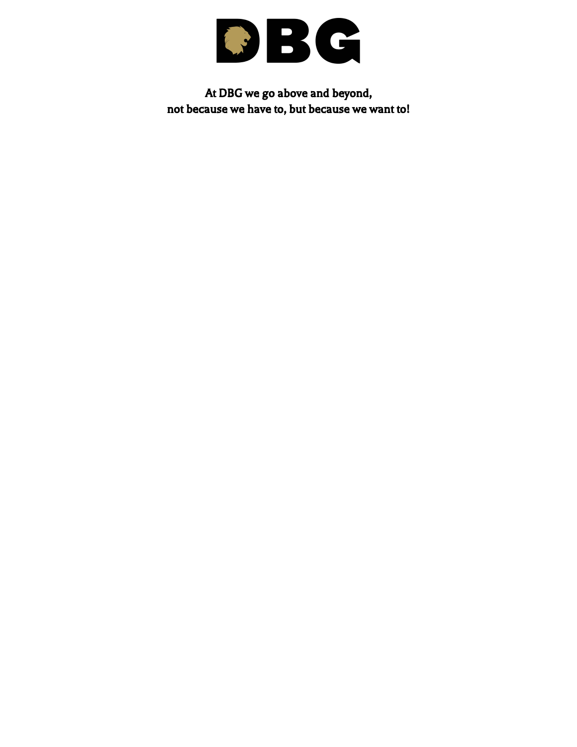DBG

At DBG we go above and beyond,
not because we have to, but because we want to!